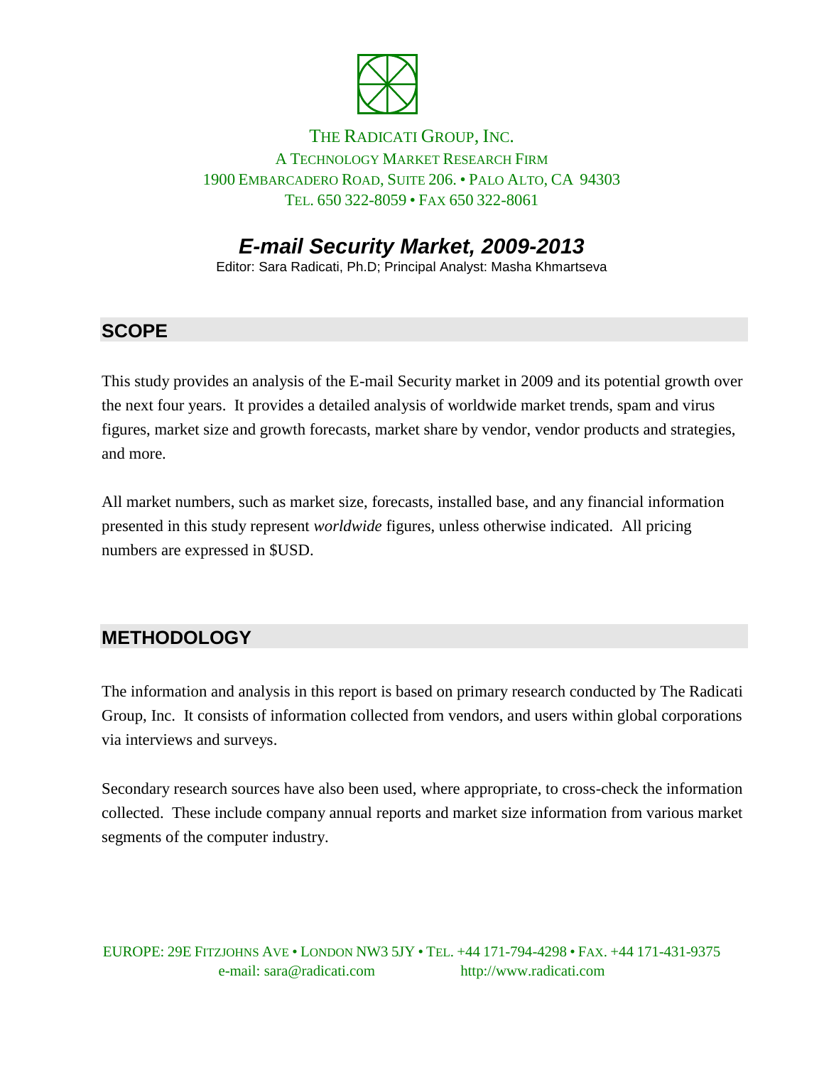THE RADICATI GROUP, INC.
A TECHNOLOGY MARKET RESEARCH FIRM
1900 EMBARCADERO ROAD, SUITE 206. • PALO ALTO, CA 94303
TEL. 650 322-8059 • FAX 650 322-8061

# *E-mail Security Market, 2009-2013*

Editor: Sara Radicati, Ph.D; Principal Analyst: Masha Khmartseva

## SCOPE

This study provides an analysis of the E-mail Security market in 2009 and its potential growth over the next four years. It provides a detailed analysis of worldwide market trends, spam and virus figures, market size and growth forecasts, market share by vendor, vendor products and strategies, and more.

All market numbers, such as market size, forecasts, installed base, and any financial information presented in this study represent *worldwide* figures, unless otherwise indicated. All pricing numbers are expressed in $USD.

## METHODOLOGY

The information and analysis in this report is based on primary research conducted by The Radicati Group, Inc. It consists of information collected from vendors, and users within global corporations via interviews and surveys.

Secondary research sources have also been used, where appropriate, to cross-check the information collected. These include company annual reports and market size information from various market segments of the computer industry.

EUROPE: 29E FITZJOHNS AVE • LONDON NW3 5JY • TEL. +44 171-794-4298 • FAX. +44 171-431-9375
e-mail: sara@radicati.com http://www.radicati.com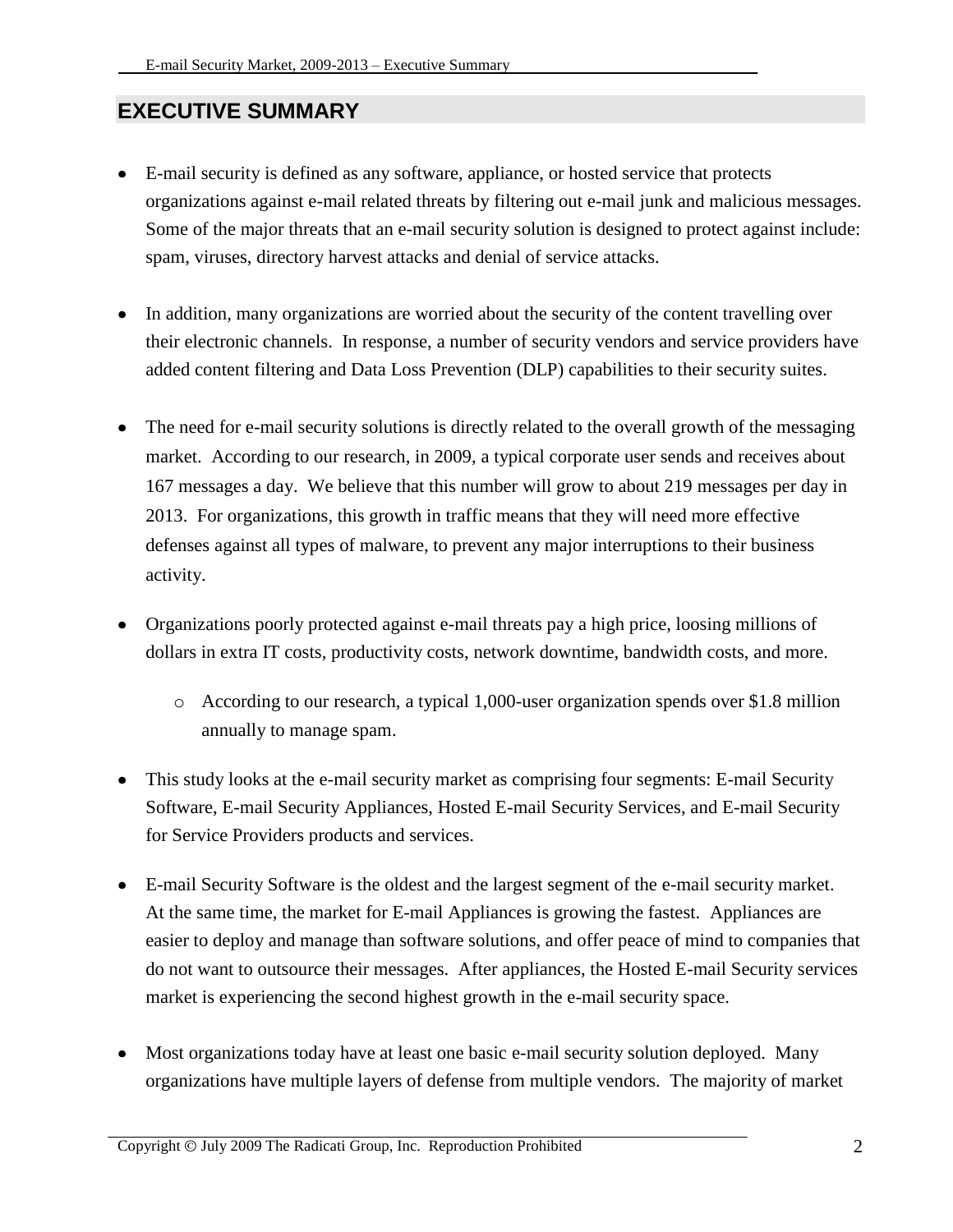## EXECUTIVE SUMMARY

- E-mail security is defined as any software, appliance, or hosted service that protects organizations against e-mail related threats by filtering out e-mail junk and malicious messages. Some of the major threats that an e-mail security solution is designed to protect against include: spam, viruses, directory harvest attacks and denial of service attacks.

- In addition, many organizations are worried about the security of the content travelling over their electronic channels. In response, a number of security vendors and service providers have added content filtering and Data Loss Prevention (DLP) capabilities to their security suites.

- The need for e-mail security solutions is directly related to the overall growth of the messaging market. According to our research, in 2009, a typical corporate user sends and receives about 167 messages a day. We believe that this number will grow to about 219 messages per day in 2013. For organizations, this growth in traffic means that they will need more effective defenses against all types of malware, to prevent any major interruptions to their business activity.

- Organizations poorly protected against e-mail threats pay a high price, loosing millions of dollars in extra IT costs, productivity costs, network downtime, bandwidth costs, and more.
  - According to our research, a typical 1,000-user organization spends over $1.8 million annually to manage spam.

- This study looks at the e-mail security market as comprising four segments: E-mail Security Software, E-mail Security Appliances, Hosted E-mail Security Services, and E-mail Security for Service Providers products and services.

- E-mail Security Software is the oldest and the largest segment of the e-mail security market. At the same time, the market for E-mail Appliances is growing the fastest. Appliances are easier to deploy and manage than software solutions, and offer peace of mind to companies that do not want to outsource their messages. After appliances, the Hosted E-mail Security services market is experiencing the second highest growth in the e-mail security space.

- Most organizations today have at least one basic e-mail security solution deployed. Many organizations have multiple layers of defense from multiple vendors. The majority of market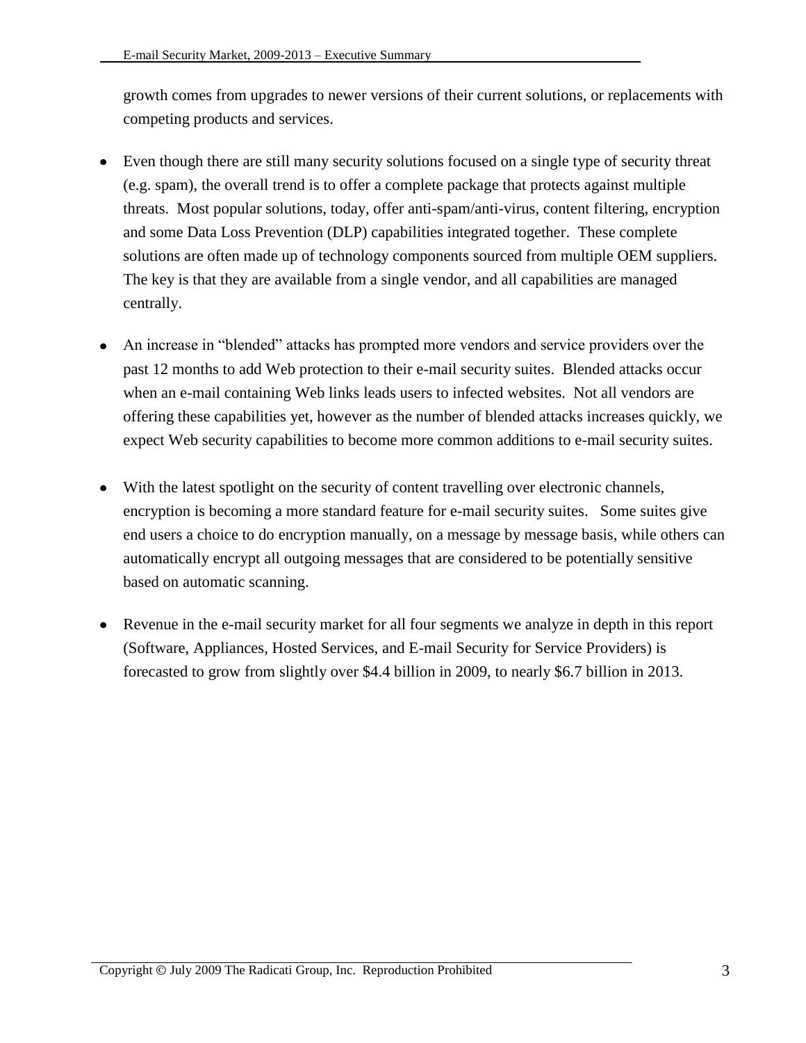growth comes from upgrades to newer versions of their current solutions, or replacements with competing products and services.

- Even though there are still many security solutions focused on a single type of security threat (e.g. spam), the overall trend is to offer a complete package that protects against multiple threats. Most popular solutions, today, offer anti-spam/anti-virus, content filtering, encryption and some Data Loss Prevention (DLP) capabilities integrated together. These complete solutions are often made up of technology components sourced from multiple OEM suppliers. The key is that they are available from a single vendor, and all capabilities are managed centrally.

- An increase in "blended" attacks has prompted more vendors and service providers over the past 12 months to add Web protection to their e-mail security suites. Blended attacks occur when an e-mail containing Web links leads users to infected websites. Not all vendors are offering these capabilities yet, however as the number of blended attacks increases quickly, we expect Web security capabilities to become more common additions to e-mail security suites.

- With the latest spotlight on the security of content travelling over electronic channels, encryption is becoming a more standard feature for e-mail security suites. Some suites give end users a choice to do encryption manually, on a message by message basis, while others can automatically encrypt all outgoing messages that are considered to be potentially sensitive based on automatic scanning.

- Revenue in the e-mail security market for all four segments we analyze in depth in this report (Software, Appliances, Hosted Services, and E-mail Security for Service Providers) is forecasted to grow from slightly over $4.4 billion in 2009, to nearly $6.7 billion in 2013.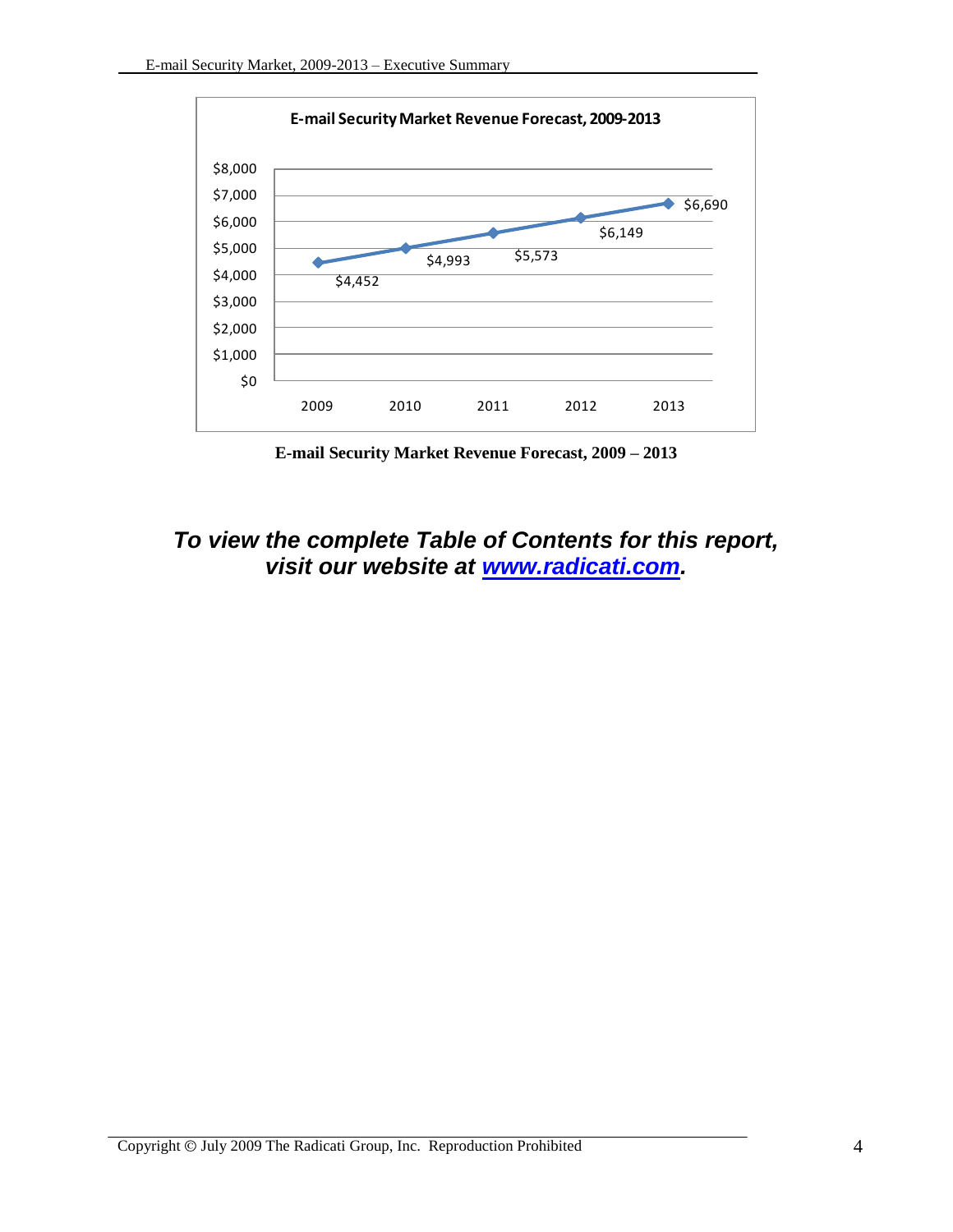E-mail Security Market Revenue Forecast, 2009-2013

$8,000
$7,000
$6,000
$5,000
$4,000
$3,000
$2,000
$1,000
$0

2009
2010
2011
2012
2013

$4,452
$4,993
$5,573
$6,149
$6,690

**E-mail Security Market Revenue Forecast, 2009 – 2013**

***To view the complete Table of Contents for this report, visit our website at [www.radicati.com](http://www.radicati.com).***